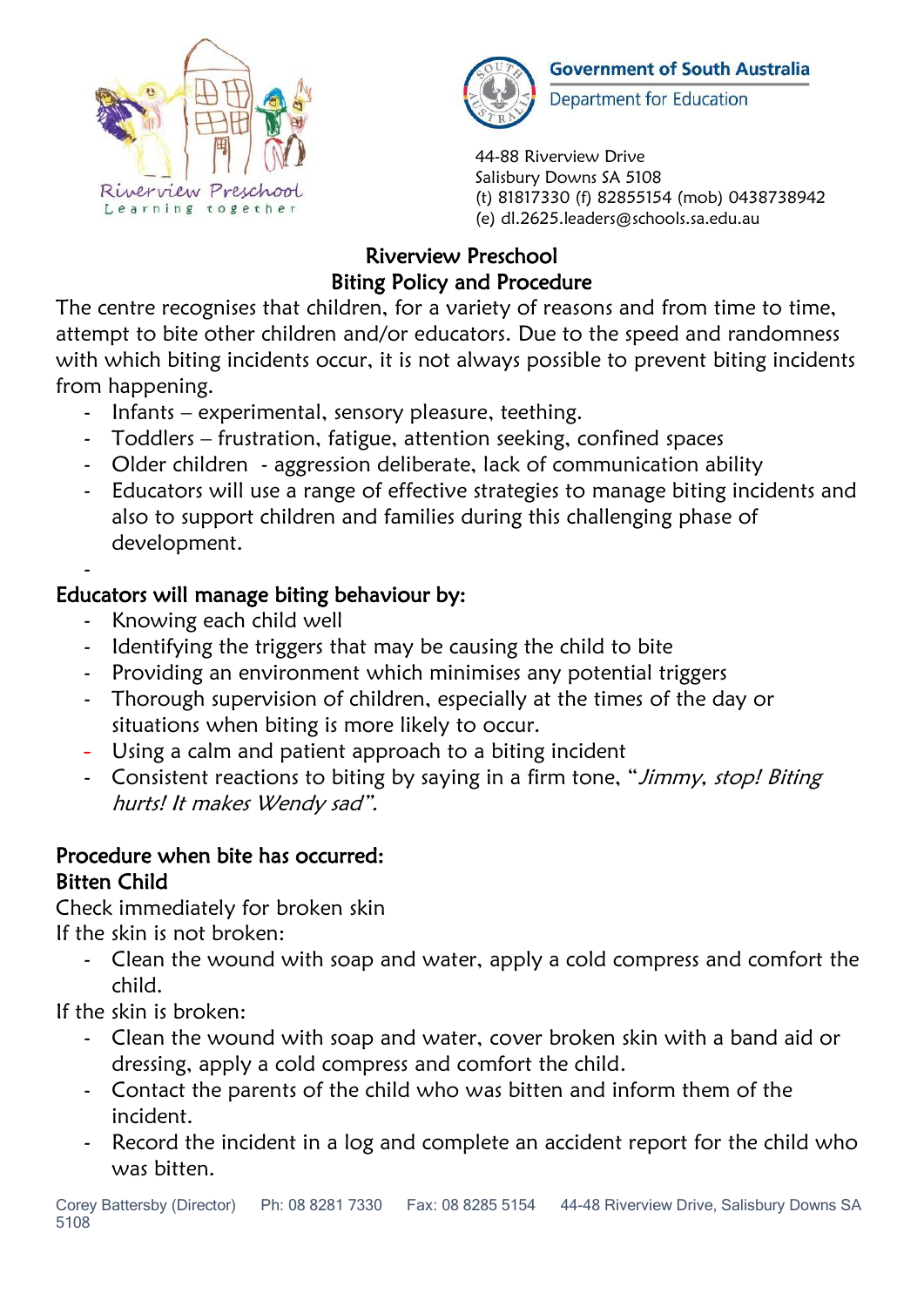Riverview Preschool
Learning together

Government of South Australia
Department for Education

44-88 Riverview Drive
Salisbury Downs SA 5108
(t) 81817330 (f) 82855154 (mob) 0438738942
(e) dl.2625.leaders@schools.sa.edu.au

# Riverview Preschool
# Biting Policy and Procedure

The centre recognises that children, for a variety of reasons and from time to time, attempt to bite other children and/or educators. Due to the speed and randomness with which biting incidents occur, it is not always possible to prevent biting incidents from happening.

- Infants – experimental, sensory pleasure, teething.
- Toddlers – frustration, fatigue, attention seeking, confined spaces
- Older children - aggression deliberate, lack of communication ability
- Educators will use a range of effective strategies to manage biting incidents and also to support children and families during this challenging phase of development.
-

## Educators will manage biting behaviour by:

- Knowing each child well
- Identifying the triggers that may be causing the child to bite
- Providing an environment which minimises any potential triggers
- Thorough supervision of children, especially at the times of the day or situations when biting is more likely to occur.
- Using a calm and patient approach to a biting incident
- Consistent reactions to biting by saying in a firm tone, "*Jimmy, stop! Biting hurts! It makes Wendy sad".*

## Procedure when bite has occurred:

### Bitten Child

Check immediately for broken skin

If the skin is not broken:

- Clean the wound with soap and water, apply a cold compress and comfort the child.

If the skin is broken:

- Clean the wound with soap and water, cover broken skin with a band aid or dressing, apply a cold compress and comfort the child.
- Contact the parents of the child who was bitten and inform them of the incident.
- Record the incident in a log and complete an accident report for the child who was bitten.

Corey Battersby (Director) Ph: 08 8281 7330 Fax: 08 8285 5154 44-48 Riverview Drive, Salisbury Downs SA 5108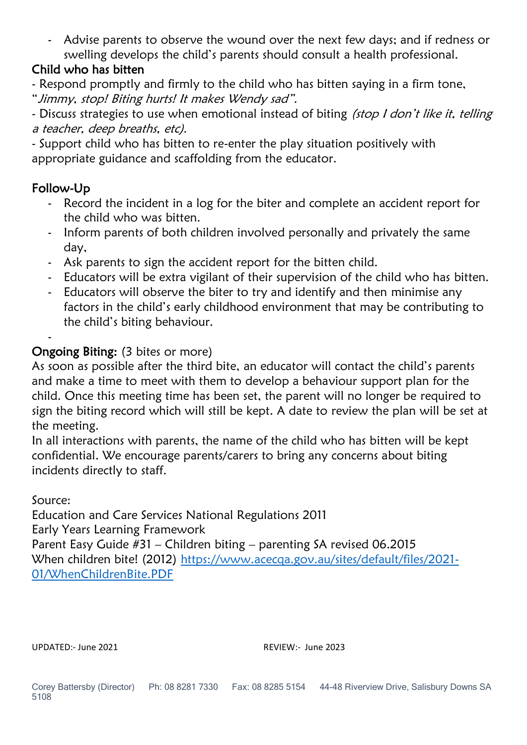- Advise parents to observe the wound over the next few days; and if redness or swelling develops the child's parents should consult a health professional.

## Child who has bitten

- Respond promptly and firmly to the child who has bitten saying in a firm tone, "*Jimmy, stop! Biting hurts! It makes Wendy sad".*
- Discuss strategies to use when emotional instead of biting *(stop I don't like it, telling a teacher, deep breaths, etc).*
- Support child who has bitten to re-enter the play situation positively with appropriate guidance and scaffolding from the educator.

## Follow-Up

- Record the incident in a log for the biter and complete an accident report for the child who was bitten.
- Inform parents of both children involved personally and privately the same day,
- Ask parents to sign the accident report for the bitten child.
- Educators will be extra vigilant of their supervision of the child who has bitten.
- Educators will observe the biter to try and identify and then minimise any factors in the child's early childhood environment that may be contributing to the child's biting behaviour.

## Ongoing Biting: (3 bites or more)

As soon as possible after the third bite, an educator will contact the child's parents and make a time to meet with them to develop a behaviour support plan for the child. Once this meeting time has been set, the parent will no longer be required to sign the biting record which will still be kept. A date to review the plan will be set at the meeting.

In all interactions with parents, the name of the child who has bitten will be kept confidential. We encourage parents/carers to bring any concerns about biting incidents directly to staff.

Source:
Education and Care Services National Regulations 2011
Early Years Learning Framework
Parent Easy Guide #31 – Children biting – parenting SA revised 06.2015
When children bite! (2012) https://www.acecqa.gov.au/sites/default/files/2021-01/WhenChildrenBite.PDF

UPDATED:- June 2021 REVIEW:- June 2023

Corey Battersby (Director) Ph: 08 8281 7330 Fax: 08 8285 5154 44-48 Riverview Drive, Salisbury Downs SA 5108